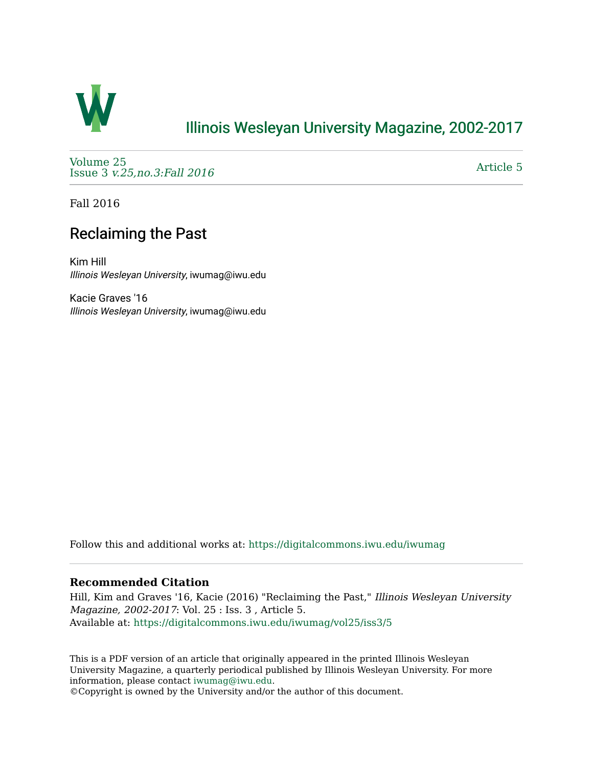# Illinois Wesleyan University Magazine, 2002-2017

Volume 25
Issue 3 *v.25,no.3:Fall 2016*

Article 5

Fall 2016

## Reclaiming the Past

Kim Hill
*Illinois Wesleyan University*, iwumag@iwu.edu

Kacie Graves '16
*Illinois Wesleyan University*, iwumag@iwu.edu

Follow this and additional works at: https://digitalcommons.iwu.edu/iwumag

### Recommended Citation

Hill, Kim and Graves '16, Kacie (2016) "Reclaiming the Past," *Illinois Wesleyan University Magazine, 2002-2017*: Vol. 25 : Iss. 3 , Article 5.
Available at: https://digitalcommons.iwu.edu/iwumag/vol25/iss3/5

This is a PDF version of an article that originally appeared in the printed Illinois Wesleyan University Magazine, a quarterly periodical published by Illinois Wesleyan University. For more information, please contact iwumag@iwu.edu.
©Copyright is owned by the University and/or the author of this document.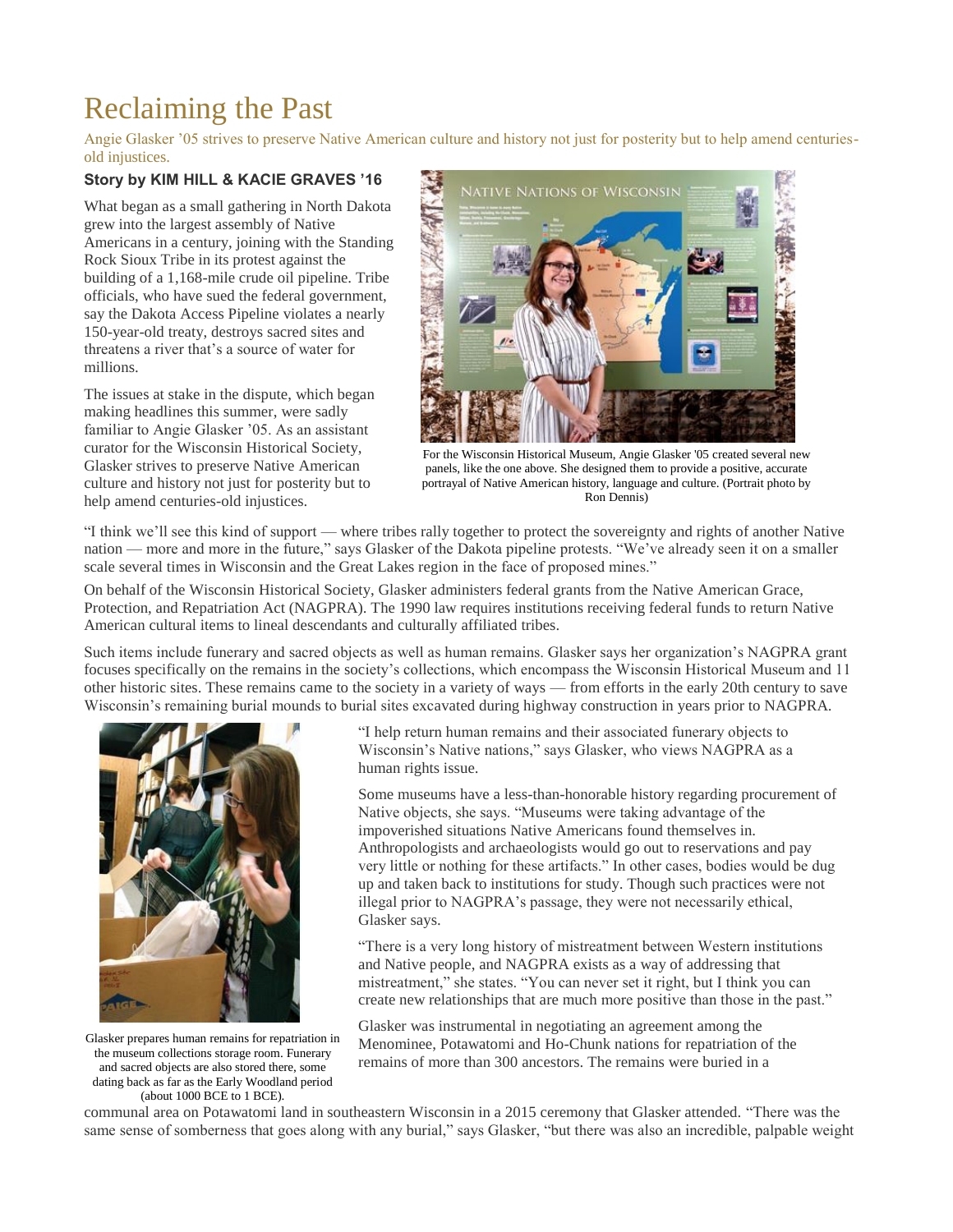# Reclaiming the Past

Angie Glasker '05 strives to preserve Native American culture and history not just for posterity but to help amend centuries-old injustices.

**Story by KIM HILL & KACIE GRAVES '16**

What began as a small gathering in North Dakota grew into the largest assembly of Native Americans in a century, joining with the Standing Rock Sioux Tribe in its protest against the building of a 1,168-mile crude oil pipeline. Tribe officials, who have sued the federal government, say the Dakota Access Pipeline violates a nearly 150-year-old treaty, destroys sacred sites and threatens a river that's a source of water for millions.

The issues at stake in the dispute, which began making headlines this summer, were sadly familiar to Angie Glasker '05. As an assistant curator for the Wisconsin Historical Society, Glasker strives to preserve Native American culture and history not just for posterity but to help amend centuries-old injustices.

For the Wisconsin Historical Museum, Angie Glasker '05 created several new panels, like the one above. She designed them to provide a positive, accurate portrayal of Native American history, language and culture. (Portrait photo by Ron Dennis)

"I think we'll see this kind of support — where tribes rally together to protect the sovereignty and rights of another Native nation — more and more in the future," says Glasker of the Dakota pipeline protests. "We've already seen it on a smaller scale several times in Wisconsin and the Great Lakes region in the face of proposed mines."

On behalf of the Wisconsin Historical Society, Glasker administers federal grants from the Native American Grace, Protection, and Repatriation Act (NAGPRA). The 1990 law requires institutions receiving federal funds to return Native American cultural items to lineal descendants and culturally affiliated tribes.

Such items include funerary and sacred objects as well as human remains. Glasker says her organization's NAGPRA grant focuses specifically on the remains in the society's collections, which encompass the Wisconsin Historical Museum and 11 other historic sites. These remains came to the society in a variety of ways — from efforts in the early 20th century to save Wisconsin's remaining burial mounds to burial sites excavated during highway construction in years prior to NAGPRA.

Glasker prepares human remains for repatriation in the museum collections storage room. Funerary and sacred objects are also stored there, some dating back as far as the Early Woodland period (about 1000 BCE to 1 BCE).

"I help return human remains and their associated funerary objects to Wisconsin's Native nations," says Glasker, who views NAGPRA as a human rights issue.

Some museums have a less-than-honorable history regarding procurement of Native objects, she says. "Museums were taking advantage of the impoverished situations Native Americans found themselves in. Anthropologists and archaeologists would go out to reservations and pay very little or nothing for these artifacts." In other cases, bodies would be dug up and taken back to institutions for study. Though such practices were not illegal prior to NAGPRA's passage, they were not necessarily ethical, Glasker says.

"There is a very long history of mistreatment between Western institutions and Native people, and NAGPRA exists as a way of addressing that mistreatment," she states. "You can never set it right, but I think you can create new relationships that are much more positive than those in the past."

Glasker was instrumental in negotiating an agreement among the Menominee, Potawatomi and Ho-Chunk nations for repatriation of the remains of more than 300 ancestors. The remains were buried in a communal area on Potawatomi land in southeastern Wisconsin in a 2015 ceremony that Glasker attended. "There was the same sense of somberness that goes along with any burial," says Glasker, "but there was also an incredible, palpable weight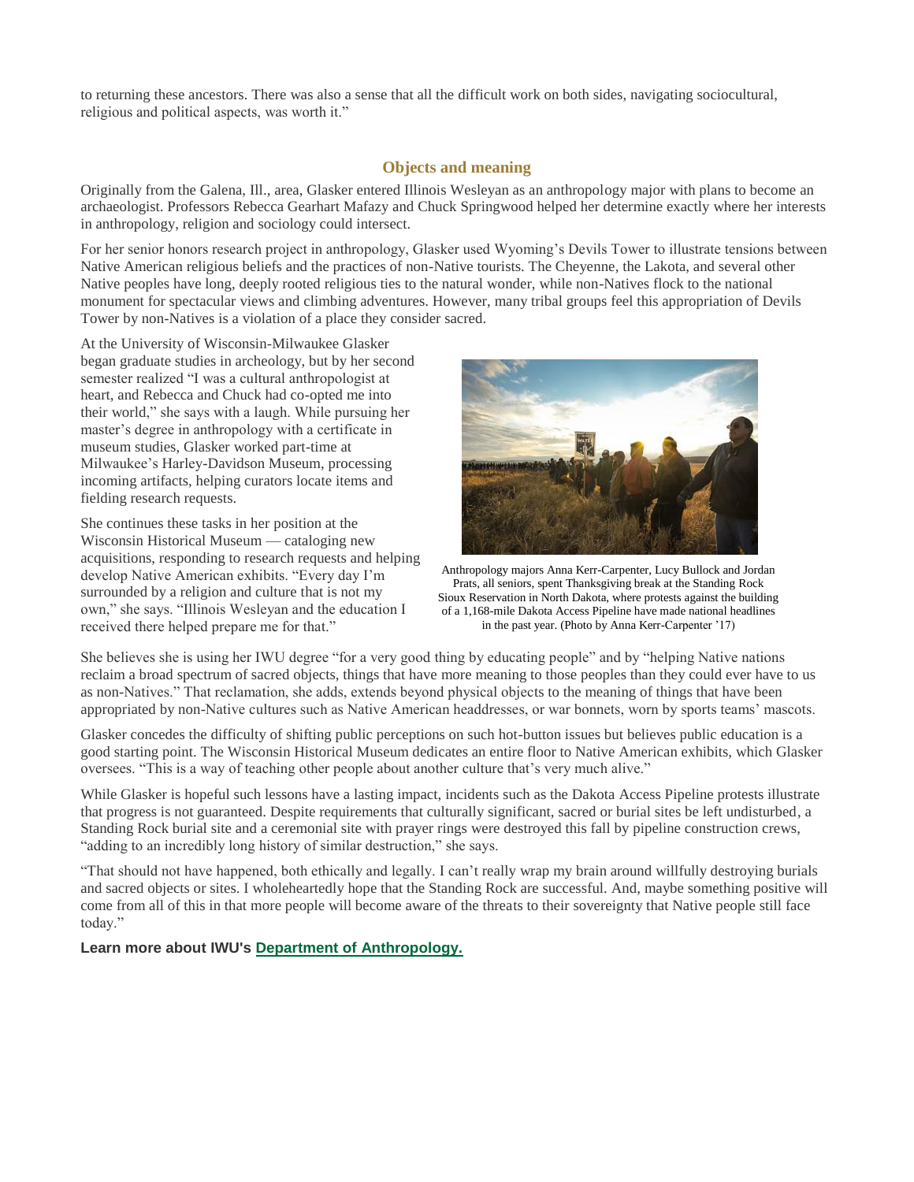to returning these ancestors. There was also a sense that all the difficult work on both sides, navigating sociocultural, religious and political aspects, was worth it."

## Objects and meaning

Originally from the Galena, Ill., area, Glasker entered Illinois Wesleyan as an anthropology major with plans to become an archaeologist. Professors Rebecca Gearhart Mafazy and Chuck Springwood helped her determine exactly where her interests in anthropology, religion and sociology could intersect.

For her senior honors research project in anthropology, Glasker used Wyoming's Devils Tower to illustrate tensions between Native American religious beliefs and the practices of non-Native tourists. The Cheyenne, the Lakota, and several other Native peoples have long, deeply rooted religious ties to the natural wonder, while non-Natives flock to the national monument for spectacular views and climbing adventures. However, many tribal groups feel this appropriation of Devils Tower by non-Natives is a violation of a place they consider sacred.

At the University of Wisconsin-Milwaukee Glasker began graduate studies in archeology, but by her second semester realized "I was a cultural anthropologist at heart, and Rebecca and Chuck had co-opted me into their world," she says with a laugh. While pursuing her master's degree in anthropology with a certificate in museum studies, Glasker worked part-time at Milwaukee's Harley-Davidson Museum, processing incoming artifacts, helping curators locate items and fielding research requests.

She continues these tasks in her position at the Wisconsin Historical Museum — cataloging new acquisitions, responding to research requests and helping develop Native American exhibits. "Every day I'm surrounded by a religion and culture that is not my own," she says. "Illinois Wesleyan and the education I received there helped prepare me for that."

Anthropology majors Anna Kerr-Carpenter, Lucy Bullock and Jordan Prats, all seniors, spent Thanksgiving break at the Standing Rock Sioux Reservation in North Dakota, where protests against the building of a 1,168-mile Dakota Access Pipeline have made national headlines in the past year. (Photo by Anna Kerr-Carpenter '17)

She believes she is using her IWU degree "for a very good thing by educating people" and by "helping Native nations reclaim a broad spectrum of sacred objects, things that have more meaning to those peoples than they could ever have to us as non-Natives." That reclamation, she adds, extends beyond physical objects to the meaning of things that have been appropriated by non-Native cultures such as Native American headdresses, or war bonnets, worn by sports teams' mascots.

Glasker concedes the difficulty of shifting public perceptions on such hot-button issues but believes public education is a good starting point. The Wisconsin Historical Museum dedicates an entire floor to Native American exhibits, which Glasker oversees. "This is a way of teaching other people about another culture that's very much alive."

While Glasker is hopeful such lessons have a lasting impact, incidents such as the Dakota Access Pipeline protests illustrate that progress is not guaranteed. Despite requirements that culturally significant, sacred or burial sites be left undisturbed, a Standing Rock burial site and a ceremonial site with prayer rings were destroyed this fall by pipeline construction crews, "adding to an incredibly long history of similar destruction," she says.

"That should not have happened, both ethically and legally. I can't really wrap my brain around willfully destroying burials and sacred objects or sites. I wholeheartedly hope that the Standing Rock are successful. And, maybe something positive will come from all of this in that more people will become aware of the threats to their sovereignty that Native people still face today."

**Learn more about IWU's Department of Anthropology.**